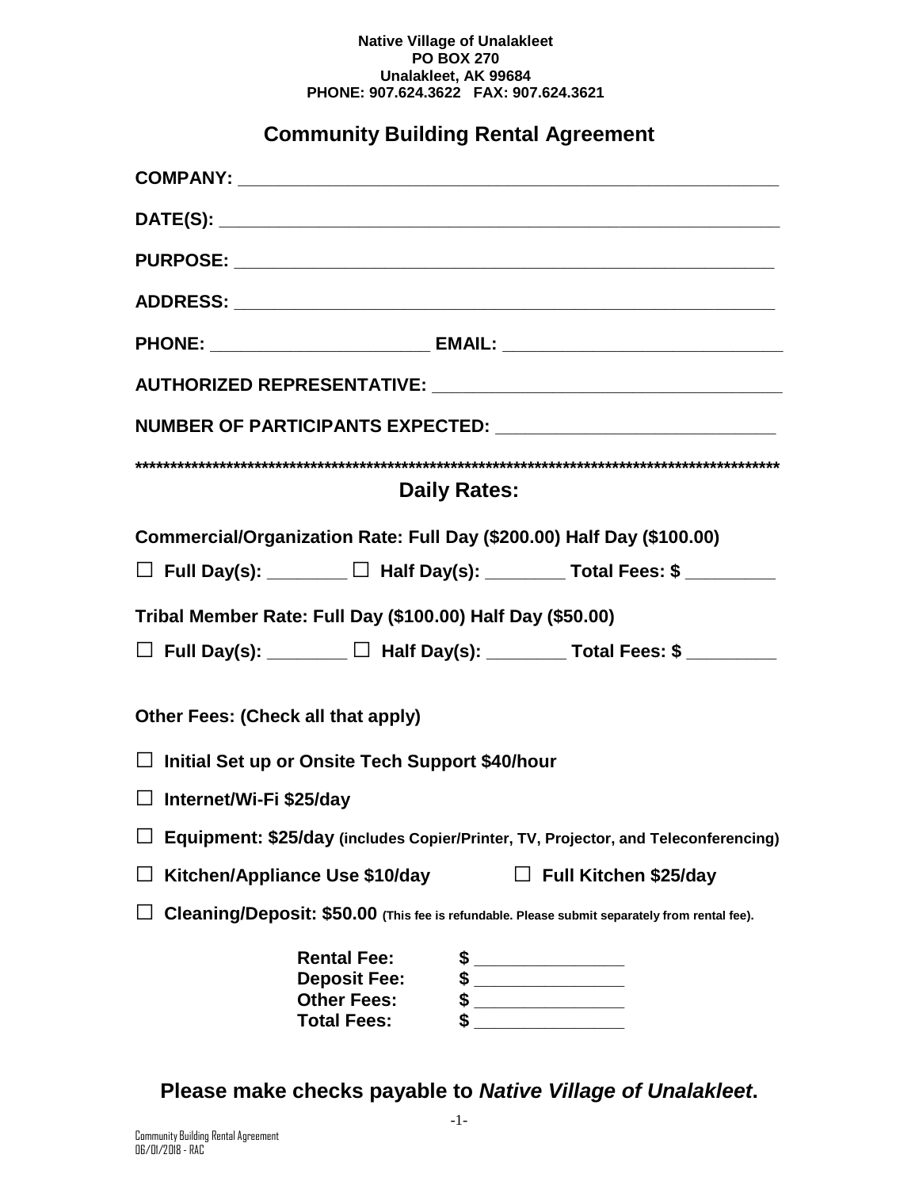**Native Village of Unalakleet**
**PO BOX 270**
**Unalakleet, AK 99684**
**PHONE: 907.624.3622 FAX: 907.624.3621**

# Community Building Rental Agreement

**COMPANY:** ______________________________________________________

**DATE(S):** ______________________________________________________

**PURPOSE:** _____________________________________________________

**ADDRESS:** _____________________________________________________

**PHONE:** ______________________ **EMAIL:** ____________________________

**AUTHORIZED REPRESENTATIVE:** ____________________________________

**NUMBER OF PARTICIPANTS EXPECTED:** ____________________________

**************************************************************************************************

## Daily Rates:

**Commercial/Organization Rate: Full Day ($200.00) Half Day ($100.00)**

☐ **Full Day(s):** ________ ☐ **Half Day(s):** ________ **Total Fees: $** _________

**Tribal Member Rate: Full Day ($100.00) Half Day ($50.00)**

☐ **Full Day(s):** ________ ☐ **Half Day(s):** ________ **Total Fees: $** _________

**Other Fees: (Check all that apply)**

☐ **Initial Set up or Onsite Tech Support $40/hour**

☐ **Internet/Wi-Fi $25/day**

☐ **Equipment: $25/day (includes Copier/Printer, TV, Projector, and Teleconferencing)**

☐ **Kitchen/Appliance Use $10/day** ☐ **Full Kitchen $25/day**

☐ **Cleaning/Deposit: $50.00 (This fee is refundable. Please submit separately from rental fee).**

**Rental Fee:** $ _______________
**Deposit Fee:** $ _______________
**Other Fees:** $ _______________
**Total Fees:** $ _______________

**Please make checks payable to *Native Village of Unalakleet*.**

Community Building Rental Agreement
06/01/2018 - RAC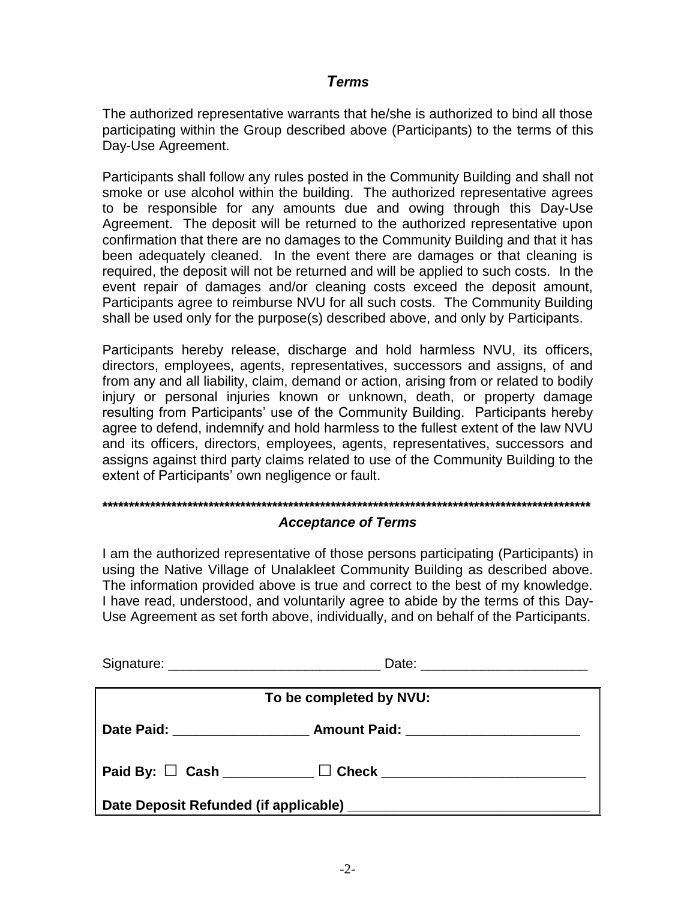## *Terms*

The authorized representative warrants that he/she is authorized to bind all those participating within the Group described above (Participants) to the terms of this Day-Use Agreement.

Participants shall follow any rules posted in the Community Building and shall not smoke or use alcohol within the building. The authorized representative agrees to be responsible for any amounts due and owing through this Day-Use Agreement. The deposit will be returned to the authorized representative upon confirmation that there are no damages to the Community Building and that it has been adequately cleaned. In the event there are damages or that cleaning is required, the deposit will not be returned and will be applied to such costs. In the event repair of damages and/or cleaning costs exceed the deposit amount, Participants agree to reimburse NVU for all such costs. The Community Building shall be used only for the purpose(s) described above, and only by Participants.

Participants hereby release, discharge and hold harmless NVU, its officers, directors, employees, agents, representatives, successors and assigns, of and from any and all liability, claim, demand or action, arising from or related to bodily injury or personal injuries known or unknown, death, or property damage resulting from Participants' use of the Community Building. Participants hereby agree to defend, indemnify and hold harmless to the fullest extent of the law NVU and its officers, directors, employees, agents, representatives, successors and assigns against third party claims related to use of the Community Building to the extent of Participants' own negligence or fault.

**************************************************************************************************

## *Acceptance of Terms*

I am the authorized representative of those persons participating (Participants) in using the Native Village of Unalakleet Community Building as described above. The information provided above is true and correct to the best of my knowledge. I have read, understood, and voluntarily agree to abide by the terms of this Day-Use Agreement as set forth above, individually, and on behalf of the Participants.

Signature: ____________________________ Date: ______________________

**To be completed by NVU:**

**Date Paid:** __________________ **Amount Paid:** _______________________

**Paid By:** ☐ **Cash** ____________ ☐ **Check** ___________________________

**Date Deposit Refunded (if applicable)** _______________________________